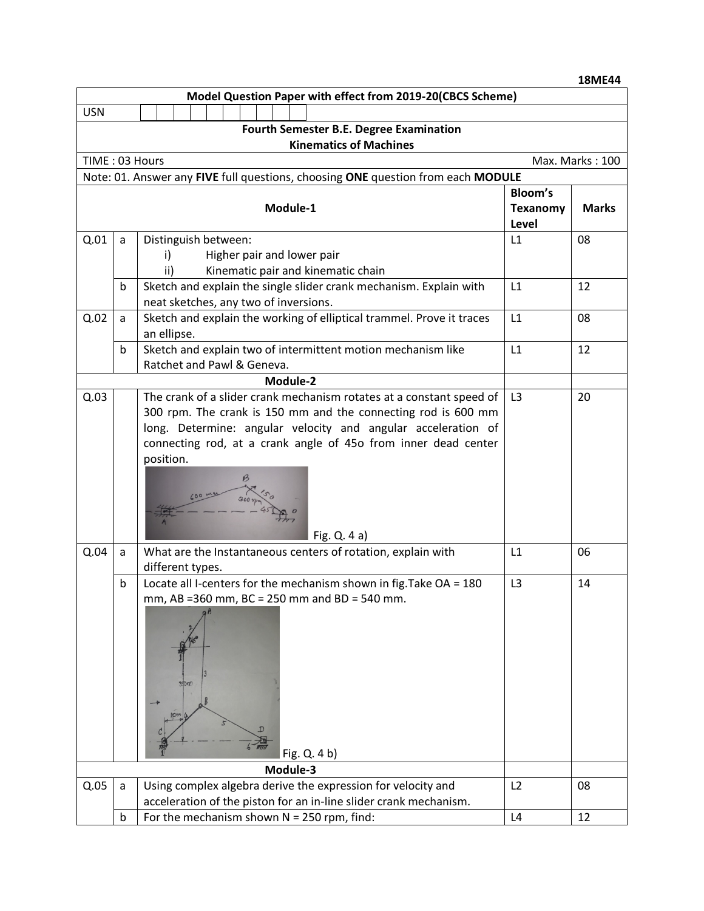**18ME44**

| Model Question Paper with effect from 2019-20(CBCS Scheme) | | | | |
|---|---|---|---|---|
| USN | | | | |
| **Fourth Semester B.E. Degree Examination** **Kinematics of Machines** | | | | |
| TIME : 03 Hours | | | | Max. Marks : 100 |
| Note: 01. Answer any **FIVE** full questions, choosing **ONE** question from each **MODULE** | | | | |
| | | **Module-1** | **Bloom's Texanomy Level** | **Marks** |
| Q.01 | a | Distinguish between: i) Higher pair and lower pair ii) Kinematic pair and kinematic chain | L1 | 08 |
| | b | Sketch and explain the single slider crank mechanism. Explain with neat sketches, any two of inversions. | L1 | 12 |
| Q.02 | a | Sketch and explain the working of elliptical trammel. Prove it traces an ellipse. | L1 | 08 |
| | b | Sketch and explain two of intermittent motion mechanism like Ratchet and Pawl & Geneva. | L1 | 12 |
| | | **Module-2** | | |
| Q.03 | | The crank of a slider crank mechanism rotates at a constant speed of 300 rpm. The crank is 150 mm and the connecting rod is 600 mm long. Determine: angular velocity and angular acceleration of connecting rod, at a crank angle of 45o from inner dead center position. Fig. Q. 4 a) | L3 | 20 |
| Q.04 | a | What are the Instantaneous centers of rotation, explain with different types. | L1 | 06 |
| | b | Locate all I-centers for the mechanism shown in fig.Take OA = 180 mm, AB =360 mm, BC = 250 mm and BD = 540 mm. Fig. Q. 4 b) | L3 | 14 |
| | | **Module-3** | | |
| Q.05 | a | Using complex algebra derive the expression for velocity and acceleration of the piston for an in-line slider crank mechanism. | L2 | 08 |
| | b | For the mechanism shown N = 250 rpm, find: | L4 | 12 |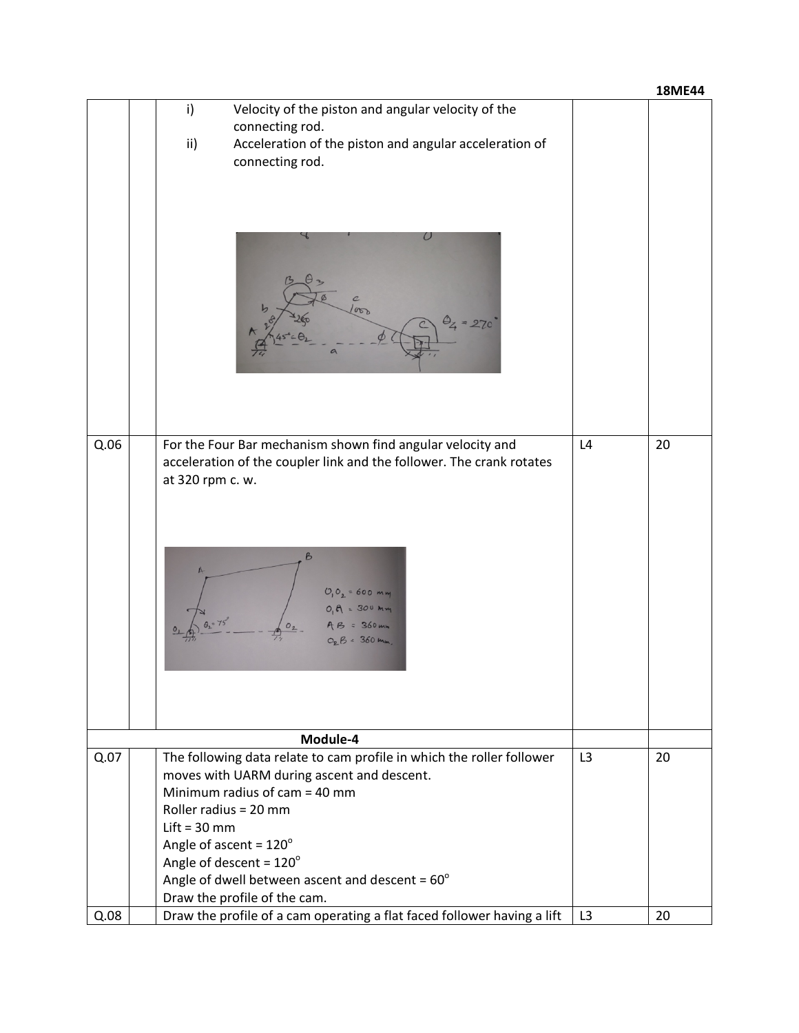| | | | | |
|---|---|---|---|---|
| | | i) Velocity of the piston and angular velocity of the connecting rod.<br>ii) Acceleration of the piston and angular acceleration of connecting rod. | | |
| Q.06 | | For the Four Bar mechanism shown find angular velocity and acceleration of the coupler link and the follower. The crank rotates at 320 rpm c. w. | L4 | 20 |
| **Module-4** | | | | |
| Q.07 | | The following data relate to cam profile in which the roller follower moves with UARM during ascent and descent.<br>Minimum radius of cam = 40 mm<br>Roller radius = 20 mm<br>Lift = 30 mm<br>Angle of ascent = $120^{o}$<br>Angle of descent = $120^{o}$<br>Angle of dwell between ascent and descent = $60^{o}$<br>Draw the profile of the cam. | L3 | 20 |
| Q.08 | | Draw the profile of a cam operating a flat faced follower having a lift | L3 | 20 |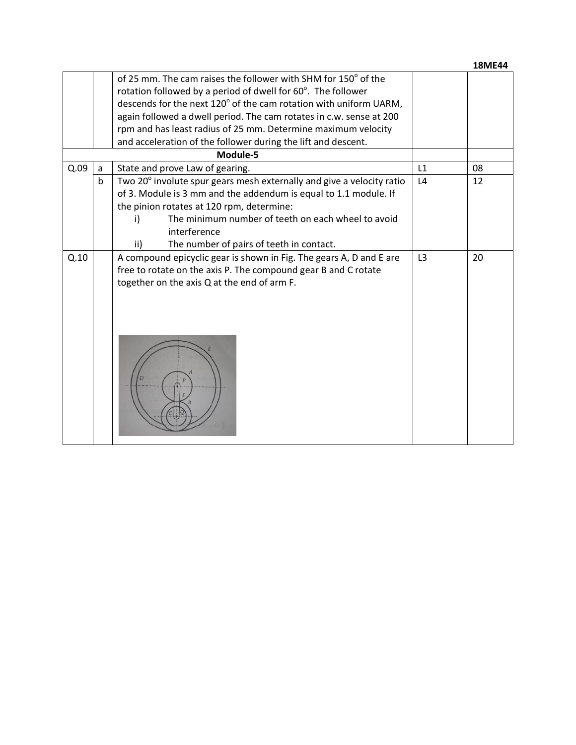| | | | | |
|---|---|---|---|---|
| | | of 25 mm. The cam raises the follower with SHM for 150° of the rotation followed by a period of dwell for 60°. The follower descends for the next 120° of the cam rotation with uniform UARM, again followed a dwell period. The cam rotates in c.w. sense at 200 rpm and has least radius of 25 mm. Determine maximum velocity and acceleration of the follower during the lift and descent. | | |
| | | **Module-5** | | |
| Q.09 | a | State and prove Law of gearing. | L1 | 08 |
| | b | Two 20° involute spur gears mesh externally and give a velocity ratio of 3. Module is 3 mm and the addendum is equal to 1.1 module. If the pinion rotates at 120 rpm, determine: i) The minimum number of teeth on each wheel to avoid interference ii) The number of pairs of teeth in contact. | L4 | 12 |
| Q.10 | | A compound epicyclic gear is shown in Fig. The gears A, D and E are free to rotate on the axis P. The compound gear B and C rotate together on the axis Q at the end of arm F. | L3 | 20 |